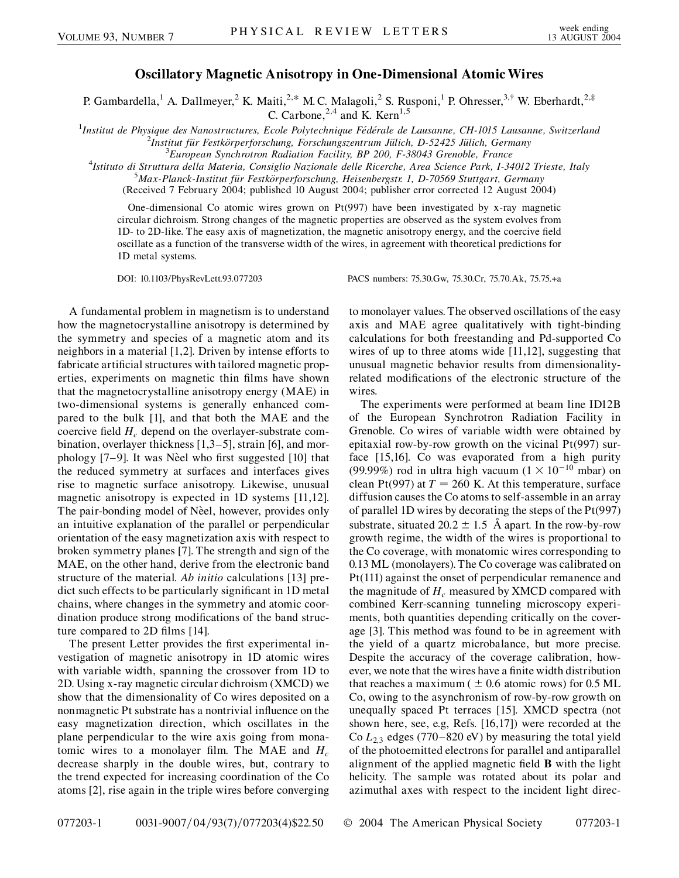# Oscillatory Magnetic Anisotropy in One-Dimensional Atomic Wires

P. Gambardella,[1] A. Dallmeyer,[2] K. Maiti,[2,*] M. C. Malagoli,[2] S. Rusponi,[1] P. Ohresser,[3,†] W. Eberhardt,[2,‡] C. Carbone,[2,4] and K. Kern[1,5]

[1]*Institut de Physique des Nanostructures, Ecole Polytechnique Fédérale de Lausanne, CH-1015 Lausanne, Switzerland*
[2]*Institut für Festkörperforschung, Forschungszentrum Jülich, D-52425 Jülich, Germany*
[3]*European Synchrotron Radiation Facility, BP 200, F-38043 Grenoble, France*
[4]*Istituto di Struttura della Materia, Consiglio Nazionale delle Ricerche, Area Science Park, I-34012 Trieste, Italy*
[5]*Max-Planck-Institut für Festkörperforschung, Heisenbergstr. 1, D-70569 Stuttgart, Germany*

(Received 7 February 2004; published 10 August 2004; publisher error corrected 12 August 2004)

One-dimensional Co atomic wires grown on Pt(997) have been investigated by x-ray magnetic circular dichroism. Strong changes of the magnetic properties are observed as the system evolves from 1D- to 2D-like. The easy axis of magnetization, the magnetic anisotropy energy, and the coercive field oscillate as a function of the transverse width of the wires, in agreement with theoretical predictions for 1D metal systems.

DOI: 10.1103/PhysRevLett.93.077203 PACS numbers: 75.30.Gw, 75.30.Cr, 75.70.Ak, 75.75.+a

A fundamental problem in magnetism is to understand how the magnetocrystalline anisotropy is determined by the symmetry and species of a magnetic atom and its neighbors in a material [1,2]. Driven by intense efforts to fabricate artificial structures with tailored magnetic properties, experiments on magnetic thin films have shown that the magnetocrystalline anisotropy energy (MAE) in two-dimensional systems is generally enhanced compared to the bulk [1], and that both the MAE and the coercive field $H_c$ depend on the overlayer-substrate combination, overlayer thickness [1,3–5], strain [6], and morphology [7–9]. It was Nèel who first suggested [10] that the reduced symmetry at surfaces and interfaces gives rise to magnetic surface anisotropy. Likewise, unusual magnetic anisotropy is expected in 1D systems [11,12]. The pair-bonding model of Nèel, however, provides only an intuitive explanation of the parallel or perpendicular orientation of the easy magnetization axis with respect to broken symmetry planes [7]. The strength and sign of the MAE, on the other hand, derive from the electronic band structure of the material. *Ab initio* calculations [13] predict such effects to be particularly significant in 1D metal chains, where changes in the symmetry and atomic coordination produce strong modifications of the band structure compared to 2D films [14].

The present Letter provides the first experimental investigation of magnetic anisotropy in 1D atomic wires with variable width, spanning the crossover from 1D to 2D. Using x-ray magnetic circular dichroism (XMCD) we show that the dimensionality of Co wires deposited on a nonmagnetic Pt substrate has a nontrivial influence on the easy magnetization direction, which oscillates in the plane perpendicular to the wire axis going from monatomic wires to a monolayer film. The MAE and $H_c$ decrease sharply in the double wires, but, contrary to the trend expected for increasing coordination of the Co atoms [2], rise again in the triple wires before converging to monolayer values. The observed oscillations of the easy axis and MAE agree qualitatively with tight-binding calculations for both freestanding and Pd-supported Co wires of up to three atoms wide [11,12], suggesting that unusual magnetic behavior results from dimensionality-related modifications of the electronic structure of the wires.

The experiments were performed at beam line ID12B of the European Synchrotron Radiation Facility in Grenoble. Co wires of variable width were obtained by epitaxial row-by-row growth on the vicinal Pt(997) surface [15,16]. Co was evaporated from a high purity (99.99%) rod in ultra high vacuum ($1 \times 10^{-10}$ mbar) on clean Pt(997) at $T = 260$ K. At this temperature, surface diffusion causes the Co atoms to self-assemble in an array of parallel 1D wires by decorating the steps of the Pt(997) substrate, situated $20.2 \pm 1.5$ Å apart. In the row-by-row growth regime, the width of the wires is proportional to the Co coverage, with monatomic wires corresponding to 0.13 ML (monolayers). The Co coverage was calibrated on Pt(111) against the onset of perpendicular remanence and the magnitude of $H_c$ measured by XMCD compared with combined Kerr-scanning tunneling microscopy experiments, both quantities depending critically on the coverage [3]. This method was found to be in agreement with the yield of a quartz microbalance, but more precise. Despite the accuracy of the coverage calibration, however, we note that the wires have a finite width distribution that reaches a maximum ($\pm$ 0.6 atomic rows) for 0.5 ML Co, owing to the asynchronism of row-by-row growth on unequally spaced Pt terraces [15]. XMCD spectra (not shown here, see, e.g, Refs. [16,17]) were recorded at the Co $L_{2,3}$ edges (770–820 eV) by measuring the total yield of the photoemitted electrons for parallel and antiparallel alignment of the applied magnetic field **B** with the light helicity. The sample was rotated about its polar and azimuthal axes with respect to the incident light direc-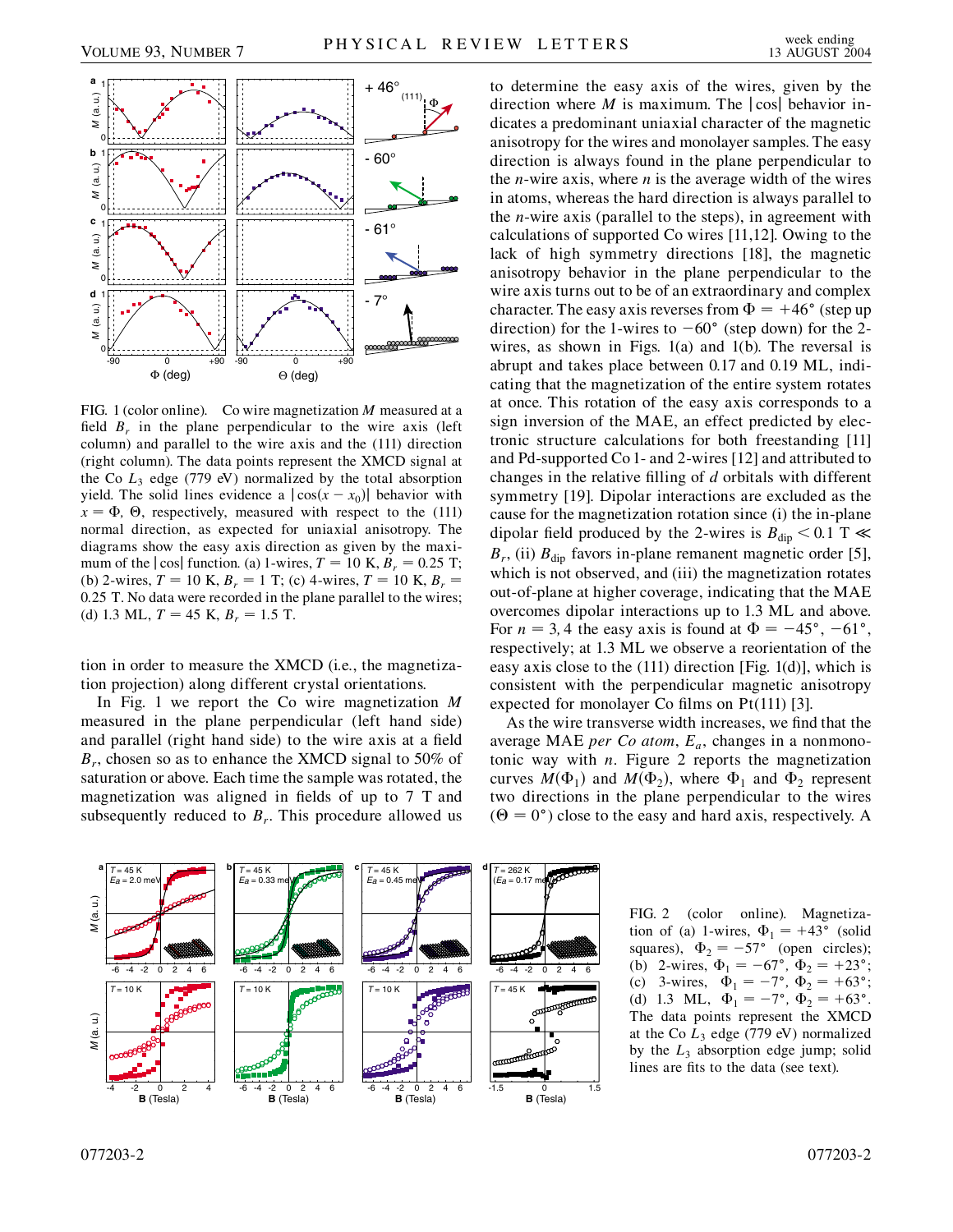FIG. 1 (color online). Co wire magnetization $M$ measured at a field $B_r$ in the plane perpendicular to the wire axis (left column) and parallel to the wire axis and the (111) direction (right column). The data points represent the XMCD signal at the Co $L_3$ edge (779 eV) normalized by the total absorption yield. The solid lines evidence a $|\cos(x - x_0)|$ behavior with $x = \Phi$, $\Theta$, respectively, measured with respect to the (111) normal direction, as expected for uniaxial anisotropy. The diagrams show the easy axis direction as given by the maximum of the $|\cos|$ function. (a) 1-wires, $T = 10$ K, $B_r = 0.25$ T; (b) 2-wires, $T = 10$ K, $B_r = 1$ T; (c) 4-wires, $T = 10$ K, $B_r = 0.25$ T. No data were recorded in the plane parallel to the wires; (d) 1.3 ML, $T = 45$ K, $B_r = 1.5$ T.

tion in order to measure the XMCD (i.e., the magnetization projection) along different crystal orientations.

In Fig. 1 we report the Co wire magnetization $M$ measured in the plane perpendicular (left hand side) and parallel (right hand side) to the wire axis at a field $B_r$, chosen so as to enhance the XMCD signal to 50% of saturation or above. Each time the sample was rotated, the magnetization was aligned in fields of up to 7 T and subsequently reduced to $B_r$. This procedure allowed us to determine the easy axis of the wires, given by the direction where $M$ is maximum. The $|\cos|$ behavior indicates a predominant uniaxial character of the magnetic anisotropy for the wires and monolayer samples. The easy direction is always found in the plane perpendicular to the $n$-wire axis, where $n$ is the average width of the wires in atoms, whereas the hard direction is always parallel to the $n$-wire axis (parallel to the steps), in agreement with calculations of supported Co wires [11,12]. Owing to the lack of high symmetry directions [18], the magnetic anisotropy behavior in the plane perpendicular to the wire axis turns out to be of an extraordinary and complex character. The easy axis reverses from $\Phi = +46°$ (step up direction) for the 1-wires to $-60°$ (step down) for the 2-wires, as shown in Figs. 1(a) and 1(b). The reversal is abrupt and takes place between 0.17 and 0.19 ML, indicating that the magnetization of the entire system rotates at once. This rotation of the easy axis corresponds to a sign inversion of the MAE, an effect predicted by electronic structure calculations for both freestanding [11] and Pd-supported Co 1- and 2-wires [12] and attributed to changes in the relative filling of $d$ orbitals with different symmetry [19]. Dipolar interactions are excluded as the cause for the magnetization rotation since (i) the in-plane dipolar field produced by the 2-wires is $B_{\mathrm{dip}} < 0.1$ T $\ll B_r$, (ii) $B_{\mathrm{dip}}$ favors in-plane remanent magnetic order [5], which is not observed, and (iii) the magnetization rotates out-of-plane at higher coverage, indicating that the MAE overcomes dipolar interactions up to 1.3 ML and above. For $n = 3, 4$ the easy axis is found at $\Phi = -45°$, $-61°$, respectively; at 1.3 ML we observe a reorientation of the easy axis close to the (111) direction [Fig. 1(d)], which is consistent with the perpendicular magnetic anisotropy expected for monolayer Co films on Pt(111) [3].

As the wire transverse width increases, we find that the average MAE *per Co atom*, $E_a$, changes in a nonmonotonic way with $n$. Figure 2 reports the magnetization curves $M(\Phi_1)$ and $M(\Phi_2)$, where $\Phi_1$ and $\Phi_2$ represent two directions in the plane perpendicular to the wires ($\Theta = 0°$) close to the easy and hard axis, respectively. A

FIG. 2 (color online). Magnetization of (a) 1-wires, $\Phi_1 = +43°$ (solid squares), $\Phi_2 = -57°$ (open circles); (b) 2-wires, $\Phi_1 = -67°$, $\Phi_2 = +23°$; (c) 3-wires, $\Phi_1 = -7°$, $\Phi_2 = +63°$; (d) 1.3 ML, $\Phi_1 = -7°$, $\Phi_2 = +63°$. The data points represent the XMCD at the Co $L_3$ edge (779 eV) normalized by the $L_3$ absorption edge jump; solid lines are fits to the data (see text).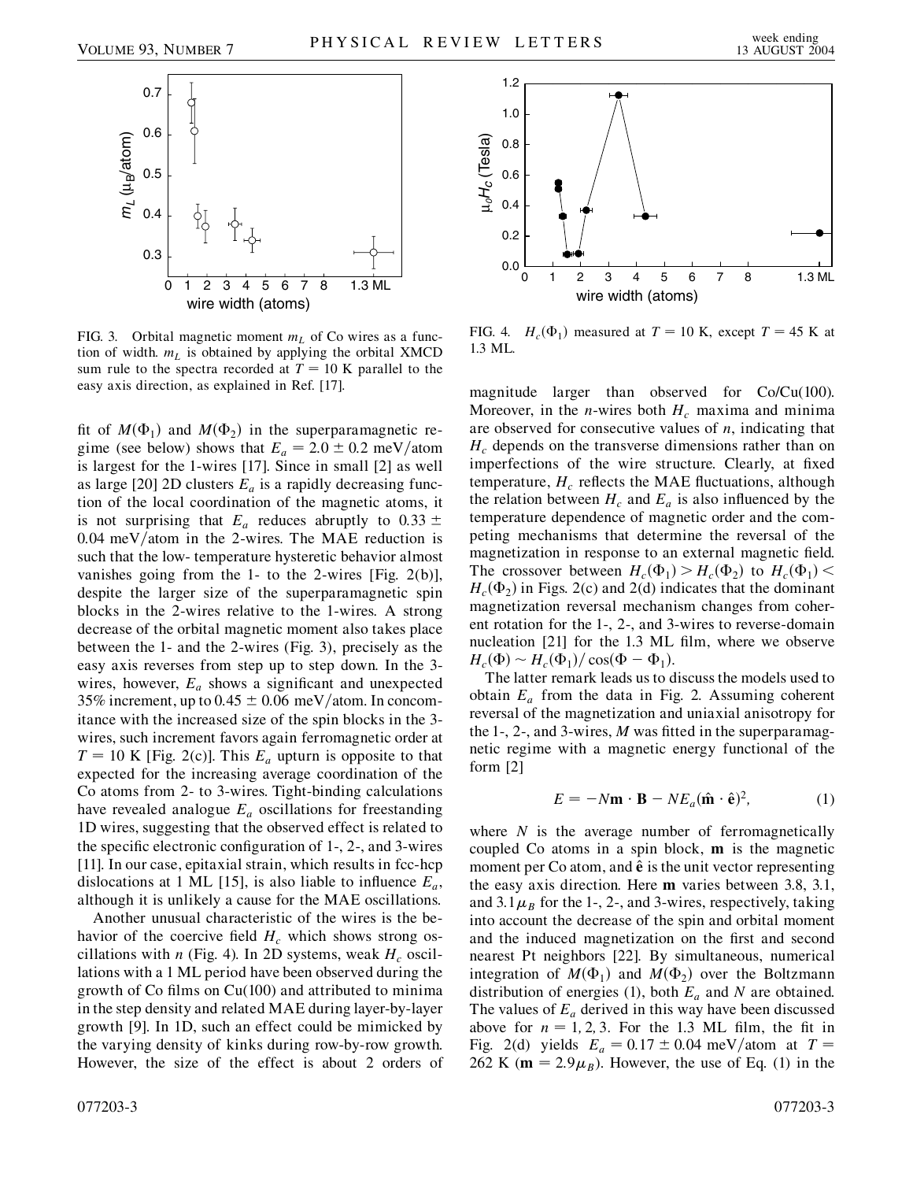FIG. 3. Orbital magnetic moment $m_L$ of Co wires as a function of width. $m_L$ is obtained by applying the orbital XMCD sum rule to the spectra recorded at $T = 10$ K parallel to the easy axis direction, as explained in Ref. [17].

FIG. 4. $H_c(\Phi_1)$ measured at $T = 10$ K, except $T = 45$ K at 1.3 ML.

fit of $M(\Phi_1)$ and $M(\Phi_2)$ in the superparamagnetic regime (see below) shows that $E_a = 2.0 \pm 0.2$ meV/atom is largest for the 1-wires [17]. Since in small [2] as well as large [20] 2D clusters $E_a$ is a rapidly decreasing function of the local coordination of the magnetic atoms, it is not surprising that $E_a$ reduces abruptly to $0.33 \pm 0.04$ meV/atom in the 2-wires. The MAE reduction is such that the low- temperature hysteretic behavior almost vanishes going from the 1- to the 2-wires [Fig. 2(b)], despite the larger size of the superparamagnetic spin blocks in the 2-wires relative to the 1-wires. A strong decrease of the orbital magnetic moment also takes place between the 1- and the 2-wires (Fig. 3), precisely as the easy axis reverses from step up to step down. In the 3-wires, however, $E_a$ shows a significant and unexpected 35% increment, up to $0.45 \pm 0.06$ meV/atom. In concomitance with the increased size of the spin blocks in the 3-wires, such increment favors again ferromagnetic order at $T = 10$ K [Fig. 2(c)]. This $E_a$ upturn is opposite to that expected for the increasing average coordination of the Co atoms from 2- to 3-wires. Tight-binding calculations have revealed analogue $E_a$ oscillations for freestanding 1D wires, suggesting that the observed effect is related to the specific electronic configuration of 1-, 2-, and 3-wires [11]. In our case, epitaxial strain, which results in fcc-hcp dislocations at 1 ML [15], is also liable to influence $E_a$, although it is unlikely a cause for the MAE oscillations.

Another unusual characteristic of the wires is the behavior of the coercive field $H_c$ which shows strong oscillations with $n$ (Fig. 4). In 2D systems, weak $H_c$ oscillations with a 1 ML period have been observed during the growth of Co films on Cu(100) and attributed to minima in the step density and related MAE during layer-by-layer growth [9]. In 1D, such an effect could be mimicked by the varying density of kinks during row-by-row growth. However, the size of the effect is about 2 orders of magnitude larger than observed for Co/Cu(100). Moreover, in the $n$-wires both $H_c$ maxima and minima are observed for consecutive values of $n$, indicating that $H_c$ depends on the transverse dimensions rather than on imperfections of the wire structure. Clearly, at fixed temperature, $H_c$ reflects the MAE fluctuations, although the relation between $H_c$ and $E_a$ is also influenced by the temperature dependence of magnetic order and the competing mechanisms that determine the reversal of the magnetization in response to an external magnetic field. The crossover between $H_c(\Phi_1) > H_c(\Phi_2)$ to $H_c(\Phi_1) < H_c(\Phi_2)$ in Figs. 2(c) and 2(d) indicates that the dominant magnetization reversal mechanism changes from coherent rotation for the 1-, 2-, and 3-wires to reverse-domain nucleation [21] for the 1.3 ML film, where we observe $H_c(\Phi) \sim H_c(\Phi_1)/\cos(\Phi - \Phi_1)$.

The latter remark leads us to discuss the models used to obtain $E_a$ from the data in Fig. 2. Assuming coherent reversal of the magnetization and uniaxial anisotropy for the 1-, 2-, and 3-wires, $M$ was fitted in the superparamagnetic regime with a magnetic energy functional of the form [2]

$$E = -N\mathbf{m} \cdot \mathbf{B} - NE_a(\hat{\mathbf{m}} \cdot \hat{\mathbf{e}})^2, \qquad (1)$$

where $N$ is the average number of ferromagnetically coupled Co atoms in a spin block, $\mathbf{m}$ is the magnetic moment per Co atom, and $\hat{\mathbf{e}}$ is the unit vector representing the easy axis direction. Here $\mathbf{m}$ varies between 3.8, 3.1, and $3.1\mu_B$ for the 1-, 2-, and 3-wires, respectively, taking into account the decrease of the spin and orbital moment and the induced magnetization on the first and second nearest Pt neighbors [22]. By simultaneous, numerical integration of $M(\Phi_1)$ and $M(\Phi_2)$ over the Boltzmann distribution of energies (1), both $E_a$ and $N$ are obtained. The values of $E_a$ derived in this way have been discussed above for $n = 1, 2, 3$. For the 1.3 ML film, the fit in Fig. 2(d) yields $E_a = 0.17 \pm 0.04$ meV/atom at $T = 262$ K ($\mathbf{m} = 2.9\mu_B$). However, the use of Eq. (1) in the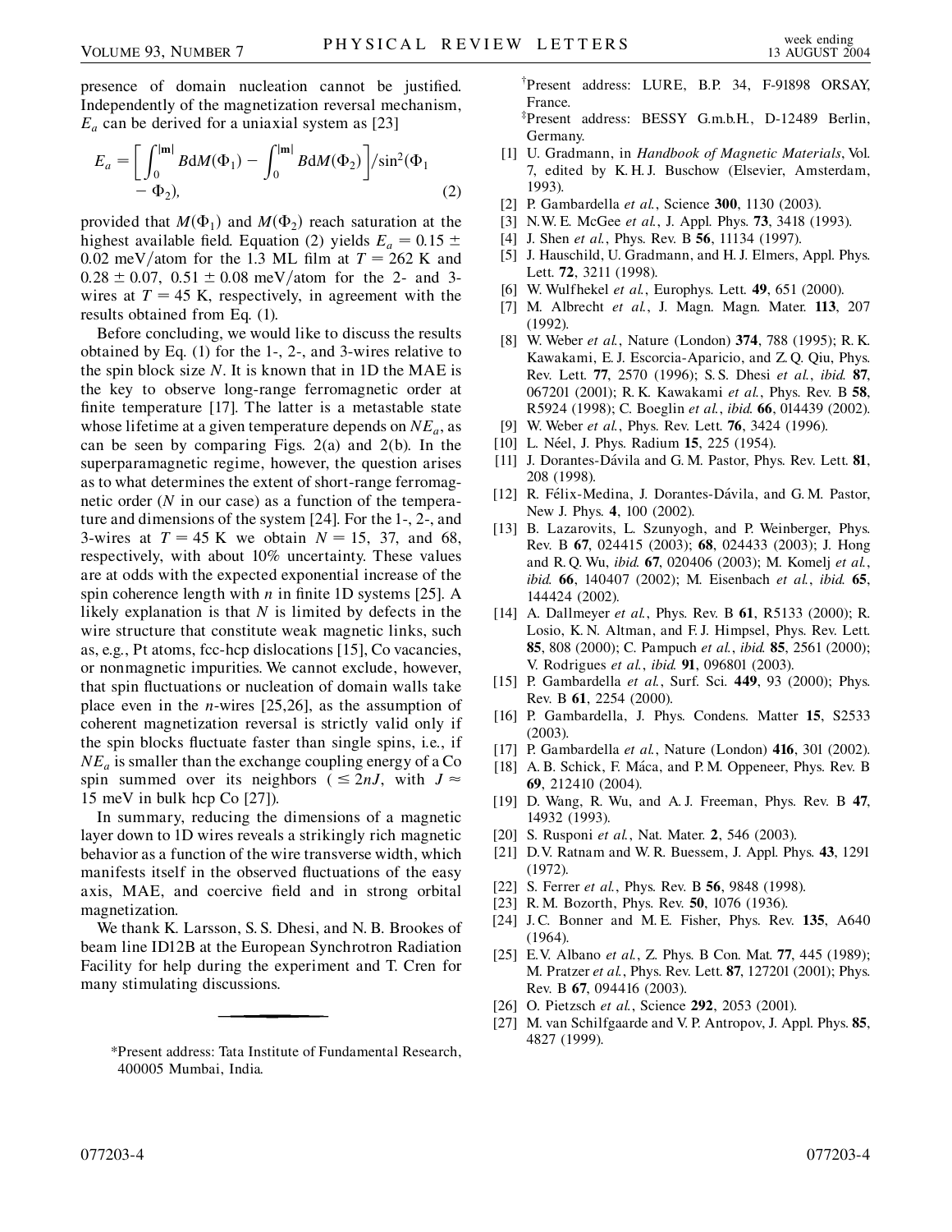presence of domain nucleation cannot be justified. Independently of the magnetization reversal mechanism, $E_a$ can be derived for a uniaxial system as [23]

$$E_a = \left[ \int_0^{|\mathbf{m}|} B \mathrm{d}M(\Phi_1) - \int_0^{|\mathbf{m}|} B \mathrm{d}M(\Phi_2) \right] / \sin^2(\Phi_1 - \Phi_2), \tag{2}$$

provided that $M(\Phi_1)$ and $M(\Phi_2)$ reach saturation at the highest available field. Equation (2) yields $E_a = 0.15 \pm 0.02$ meV/atom for the 1.3 ML film at $T = 262$ K and $0.28 \pm 0.07$, $0.51 \pm 0.08$ meV/atom for the 2- and 3-wires at $T = 45$ K, respectively, in agreement with the results obtained from Eq. (1).

Before concluding, we would like to discuss the results obtained by Eq. (1) for the 1-, 2-, and 3-wires relative to the spin block size $N$. It is known that in 1D the MAE is the key to observe long-range ferromagnetic order at finite temperature [17]. The latter is a metastable state whose lifetime at a given temperature depends on $NE_a$, as can be seen by comparing Figs. 2(a) and 2(b). In the superparamagnetic regime, however, the question arises as to what determines the extent of short-range ferromagnetic order ($N$ in our case) as a function of the temperature and dimensions of the system [24]. For the 1-, 2-, and 3-wires at $T = 45$ K we obtain $N = 15$, 37, and 68, respectively, with about 10% uncertainty. These values are at odds with the expected exponential increase of the spin coherence length with $n$ in finite 1D systems [25]. A likely explanation is that $N$ is limited by defects in the wire structure that constitute weak magnetic links, such as, e.g., Pt atoms, fcc-hcp dislocations [15], Co vacancies, or nonmagnetic impurities. We cannot exclude, however, that spin fluctuations or nucleation of domain walls take place even in the $n$-wires [25,26], as the assumption of coherent magnetization reversal is strictly valid only if the spin blocks fluctuate faster than single spins, i.e., if $NE_a$ is smaller than the exchange coupling energy of a Co spin summed over its neighbors ($\leq 2nJ$, with $J \approx 15$ meV in bulk hcp Co [27]).

In summary, reducing the dimensions of a magnetic layer down to 1D wires reveals a strikingly rich magnetic behavior as a function of the wire transverse width, which manifests itself in the observed fluctuations of the easy axis, MAE, and coercive field and in strong orbital magnetization.

We thank K. Larsson, S. S. Dhesi, and N. B. Brookes of beam line ID12B at the European Synchrotron Radiation Facility for help during the experiment and T. Cren for many stimulating discussions.

---

*Present address: Tata Institute of Fundamental Research, 400005 Mumbai, India.

†Present address: LURE, B.P. 34, F-91898 ORSAY, France.

‡Present address: BESSY G.m.b.H., D-12489 Berlin, Germany.

[1] U. Gradmann, in *Handbook of Magnetic Materials*, Vol. 7, edited by K. H. J. Buschow (Elsevier, Amsterdam, 1993).

[2] P. Gambardella *et al.*, Science **300**, 1130 (2003).

[3] N. W. E. McGee *et al.*, J. Appl. Phys. **73**, 3418 (1993).

[4] J. Shen *et al.*, Phys. Rev. B **56**, 11134 (1997).

[5] J. Hauschild, U. Gradmann, and H. J. Elmers, Appl. Phys. Lett. **72**, 3211 (1998).

[6] W. Wulfhekel *et al.*, Europhys. Lett. **49**, 651 (2000).

[7] M. Albrecht *et al.*, J. Magn. Magn. Mater. **113**, 207 (1992).

[8] W. Weber *et al.*, Nature (London) **374**, 788 (1995); R. K. Kawakami, E. J. Escorcia-Aparicio, and Z. Q. Qiu, Phys. Rev. Lett. **77**, 2570 (1996); S. S. Dhesi *et al.*, *ibid.* **87**, 067201 (2001); R. K. Kawakami *et al.*, Phys. Rev. B **58**, R5924 (1998); C. Boeglin *et al.*, *ibid.* **66**, 014439 (2002).

[9] W. Weber *et al.*, Phys. Rev. Lett. **76**, 3424 (1996).

[10] L. Néel, J. Phys. Radium **15**, 225 (1954).

[11] J. Dorantes-Dávila and G. M. Pastor, Phys. Rev. Lett. **81**, 208 (1998).

[12] R. Félix-Medina, J. Dorantes-Dávila, and G. M. Pastor, New J. Phys. **4**, 100 (2002).

[13] B. Lazarovits, L. Szunyogh, and P. Weinberger, Phys. Rev. B **67**, 024415 (2003); **68**, 024433 (2003); J. Hong and R. Q. Wu, *ibid.* **67**, 020406 (2003); M. Komelj *et al.*, *ibid.* **66**, 140407 (2002); M. Eisenbach *et al.*, *ibid.* **65**, 144424 (2002).

[14] A. Dallmeyer *et al.*, Phys. Rev. B **61**, R5133 (2000); R. Losio, K. N. Altman, and F. J. Himpsel, Phys. Rev. Lett. **85**, 808 (2000); C. Pampuch *et al.*, *ibid.* **85**, 2561 (2000); V. Rodrigues *et al.*, *ibid.* **91**, 096801 (2003).

[15] P. Gambardella *et al.*, Surf. Sci. **449**, 93 (2000); Phys. Rev. B **61**, 2254 (2000).

[16] P. Gambardella, J. Phys. Condens. Matter **15**, S2533 (2003).

[17] P. Gambardella *et al.*, Nature (London) **416**, 301 (2002).

[18] A. B. Schick, F. Máca, and P. M. Oppeneer, Phys. Rev. B **69**, 212410 (2004).

[19] D. Wang, R. Wu, and A. J. Freeman, Phys. Rev. B **47**, 14932 (1993).

[20] S. Rusponi *et al.*, Nat. Mater. **2**, 546 (2003).

[21] D. V. Ratnam and W. R. Buessem, J. Appl. Phys. **43**, 1291 (1972).

[22] S. Ferrer *et al.*, Phys. Rev. B **56**, 9848 (1998).

[23] R. M. Bozorth, Phys. Rev. **50**, 1076 (1936).

[24] J. C. Bonner and M. E. Fisher, Phys. Rev. **135**, A640 (1964).

[25] E. V. Albano *et al.*, Z. Phys. B Con. Mat. **77**, 445 (1989); M. Pratzer *et al.*, Phys. Rev. Lett. **87**, 127201 (2001); Phys. Rev. B **67**, 094416 (2003).

[26] O. Pietzsch *et al.*, Science **292**, 2053 (2001).

[27] M. van Schilfgaarde and V. P. Antropov, J. Appl. Phys. **85**, 4827 (1999).